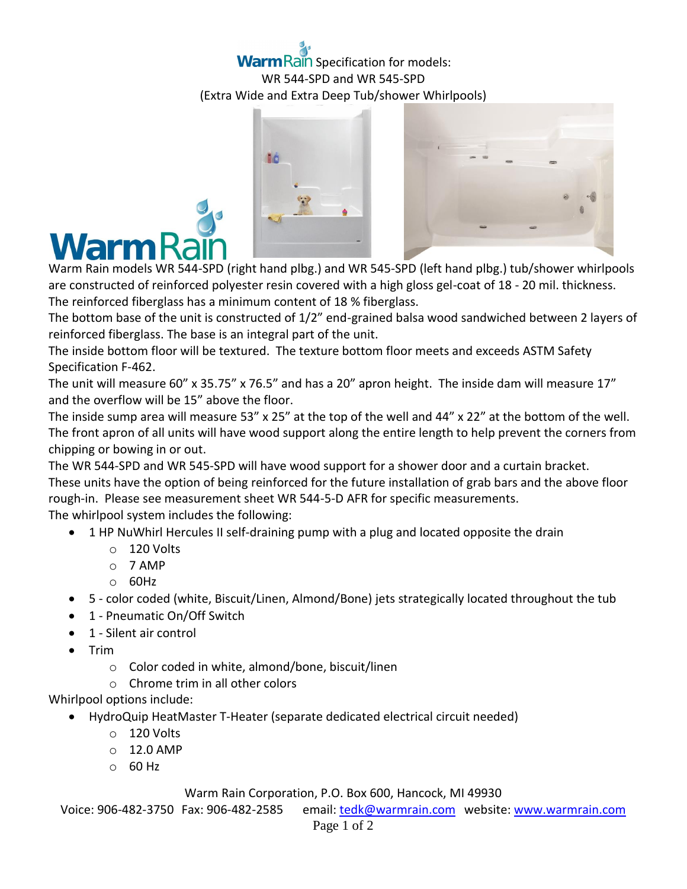# WarmRain Specification for models: WR 544-SPD and WR 545-SPD (Extra Wide and Extra Deep Tub/shower Whirlpools)

Warm Rain models WR 544-SPD (right hand plbg.) and WR 545-SPD (left hand plbg.) tub/shower whirlpools are constructed of reinforced polyester resin covered with a high gloss gel-coat of 18 - 20 mil. thickness. The reinforced fiberglass has a minimum content of 18 % fiberglass.

The bottom base of the unit is constructed of 1/2" end-grained balsa wood sandwiched between 2 layers of reinforced fiberglass. The base is an integral part of the unit.

The inside bottom floor will be textured. The texture bottom floor meets and exceeds ASTM Safety Specification F-462.

The unit will measure 60" x 35.75" x 76.5" and has a 20" apron height. The inside dam will measure 17" and the overflow will be 15" above the floor.

The inside sump area will measure 53" x 25" at the top of the well and 44" x 22" at the bottom of the well.

The front apron of all units will have wood support along the entire length to help prevent the corners from chipping or bowing in or out.

The WR 544-SPD and WR 545-SPD will have wood support for a shower door and a curtain bracket.

These units have the option of being reinforced for the future installation of grab bars and the above floor rough-in. Please see measurement sheet WR 544-5-D AFR for specific measurements.

The whirlpool system includes the following:

- 1 HP NuWhirl Hercules II self-draining pump with a plug and located opposite the drain
  - 120 Volts
  - 7 AMP
  - 60Hz
- 5 - color coded (white, Biscuit/Linen, Almond/Bone) jets strategically located throughout the tub
- 1 - Pneumatic On/Off Switch
- 1 - Silent air control
- Trim
  - Color coded in white, almond/bone, biscuit/linen
  - Chrome trim in all other colors

Whirlpool options include:

- HydroQuip HeatMaster T-Heater (separate dedicated electrical circuit needed)
  - 120 Volts
  - 12.0 AMP
  - 60 Hz

Warm Rain Corporation, P.O. Box 600, Hancock, MI 49930

Voice: 906-482-3750 Fax: 906-482-2585 email: tedk@warmrain.com website: www.warmrain.com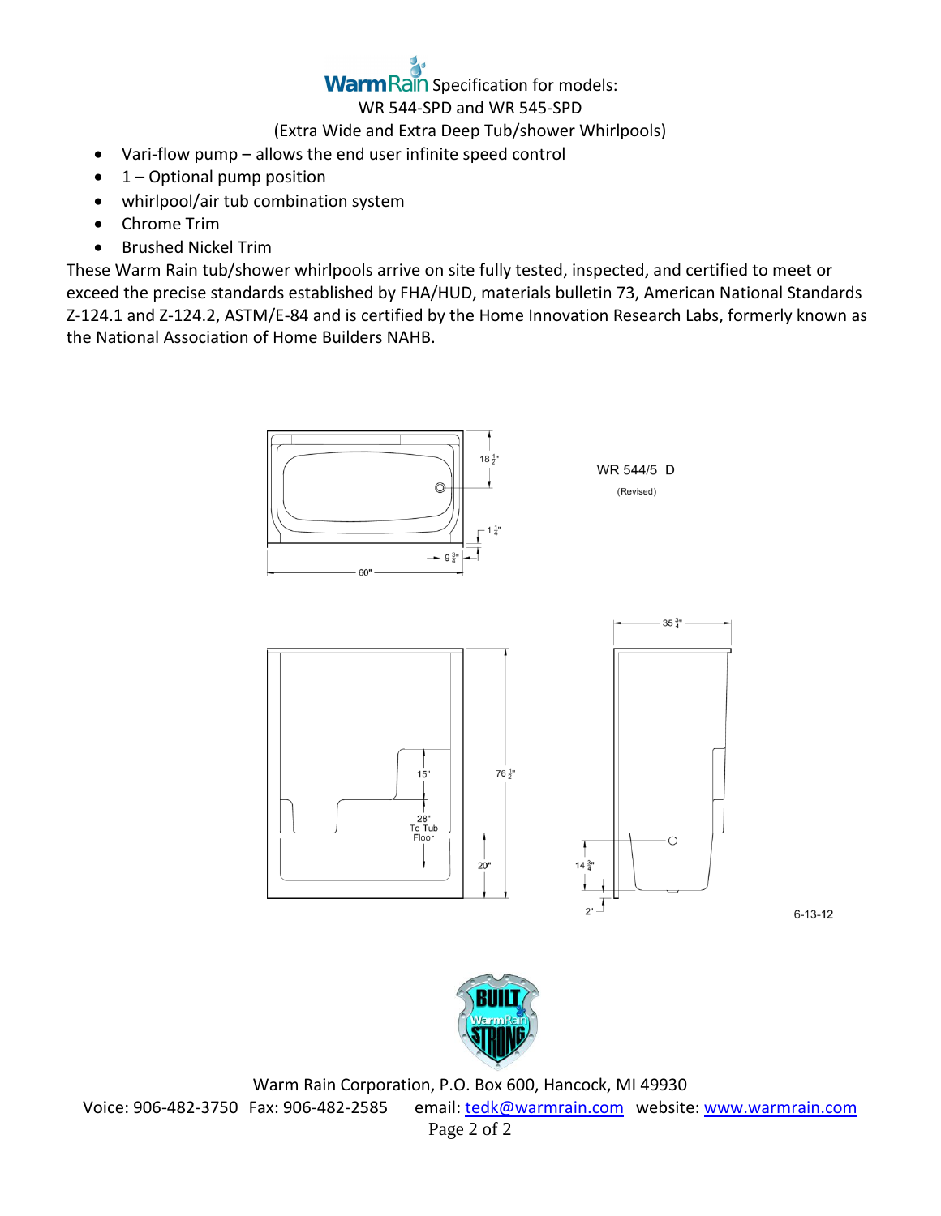WarmRain Specification for models:

WR 544-SPD and WR 545-SPD

(Extra Wide and Extra Deep Tub/shower Whirlpools)

- Vari-flow pump – allows the end user infinite speed control
- 1 – Optional pump position
- whirlpool/air tub combination system
- Chrome Trim
- Brushed Nickel Trim

These Warm Rain tub/shower whirlpools arrive on site fully tested, inspected, and certified to meet or exceed the precise standards established by FHA/HUD, materials bulletin 73, American National Standards Z-124.1 and Z-124.2, ASTM/E-84 and is certified by the Home Innovation Research Labs, formerly known as the National Association of Home Builders NAHB.

WR 544/5 D

(Revised)

18 1/2"

1 1/4"

9 3/4"

60"

35 3/4"

15"

28" To Tub Floor

76 1/2"

20"

14 3/4"

2"

6-13-12

Warm Rain Corporation, P.O. Box 600, Hancock, MI 49930

Voice: 906-482-3750 Fax: 906-482-2585 email: tedk@warmrain.com website: www.warmrain.com